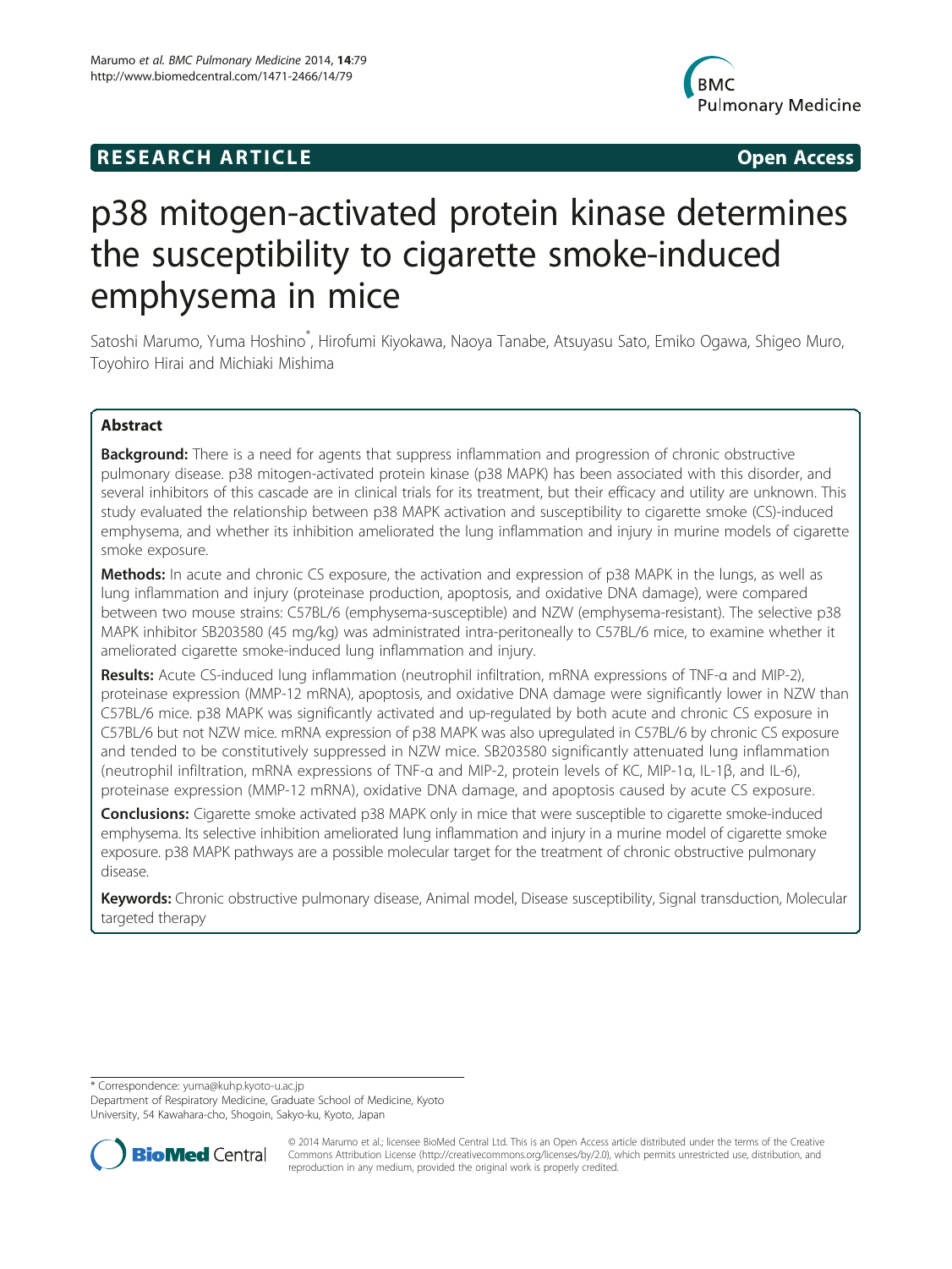RESEARCH ARTICLE Open Access

# p38 mitogen-activated protein kinase determines the susceptibility to cigarette smoke-induced emphysema in mice

Satoshi Marumo, Yuma Hoshino*, Hirofumi Kiyokawa, Naoya Tanabe, Atsuyasu Sato, Emiko Ogawa, Shigeo Muro, Toyohiro Hirai and Michiaki Mishima

## Abstract

**Background:** There is a need for agents that suppress inflammation and progression of chronic obstructive pulmonary disease. p38 mitogen-activated protein kinase (p38 MAPK) has been associated with this disorder, and several inhibitors of this cascade are in clinical trials for its treatment, but their efficacy and utility are unknown. This study evaluated the relationship between p38 MAPK activation and susceptibility to cigarette smoke (CS)-induced emphysema, and whether its inhibition ameliorated the lung inflammation and injury in murine models of cigarette smoke exposure.

**Methods:** In acute and chronic CS exposure, the activation and expression of p38 MAPK in the lungs, as well as lung inflammation and injury (proteinase production, apoptosis, and oxidative DNA damage), were compared between two mouse strains: C57BL/6 (emphysema-susceptible) and NZW (emphysema-resistant). The selective p38 MAPK inhibitor SB203580 (45 mg/kg) was administrated intra-peritoneally to C57BL/6 mice, to examine whether it ameliorated cigarette smoke-induced lung inflammation and injury.

**Results:** Acute CS-induced lung inflammation (neutrophil infiltration, mRNA expressions of TNF-α and MIP-2), proteinase expression (MMP-12 mRNA), apoptosis, and oxidative DNA damage were significantly lower in NZW than C57BL/6 mice. p38 MAPK was significantly activated and up-regulated by both acute and chronic CS exposure in C57BL/6 but not NZW mice. mRNA expression of p38 MAPK was also upregulated in C57BL/6 by chronic CS exposure and tended to be constitutively suppressed in NZW mice. SB203580 significantly attenuated lung inflammation (neutrophil infiltration, mRNA expressions of TNF-α and MIP-2, protein levels of KC, MIP-1α, IL-1β, and IL-6), proteinase expression (MMP-12 mRNA), oxidative DNA damage, and apoptosis caused by acute CS exposure.

**Conclusions:** Cigarette smoke activated p38 MAPK only in mice that were susceptible to cigarette smoke-induced emphysema. Its selective inhibition ameliorated lung inflammation and injury in a murine model of cigarette smoke exposure. p38 MAPK pathways are a possible molecular target for the treatment of chronic obstructive pulmonary disease.

**Keywords:** Chronic obstructive pulmonary disease, Animal model, Disease susceptibility, Signal transduction, Molecular targeted therapy

---

* Correspondence: yuma@kuhp.kyoto-u.ac.jp
Department of Respiratory Medicine, Graduate School of Medicine, Kyoto University, 54 Kawahara-cho, Shogoin, Sakyo-ku, Kyoto, Japan

© 2014 Marumo et al.; licensee BioMed Central Ltd. This is an Open Access article distributed under the terms of the Creative Commons Attribution License (http://creativecommons.org/licenses/by/2.0), which permits unrestricted use, distribution, and reproduction in any medium, provided the original work is properly credited.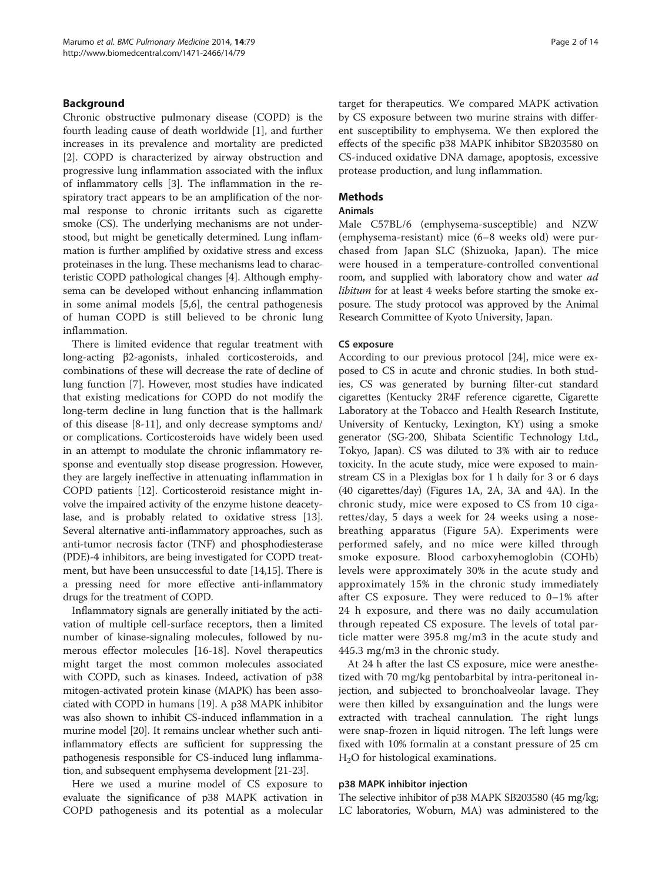## Background

Chronic obstructive pulmonary disease (COPD) is the fourth leading cause of death worldwide [1], and further increases in its prevalence and mortality are predicted [2]. COPD is characterized by airway obstruction and progressive lung inflammation associated with the influx of inflammatory cells [3]. The inflammation in the respiratory tract appears to be an amplification of the normal response to chronic irritants such as cigarette smoke (CS). The underlying mechanisms are not understood, but might be genetically determined. Lung inflammation is further amplified by oxidative stress and excess proteinases in the lung. These mechanisms lead to characteristic COPD pathological changes [4]. Although emphysema can be developed without enhancing inflammation in some animal models [5,6], the central pathogenesis of human COPD is still believed to be chronic lung inflammation.

There is limited evidence that regular treatment with long-acting β2-agonists, inhaled corticosteroids, and combinations of these will decrease the rate of decline of lung function [7]. However, most studies have indicated that existing medications for COPD do not modify the long-term decline in lung function that is the hallmark of this disease [8-11], and only decrease symptoms and/or complications. Corticosteroids have widely been used in an attempt to modulate the chronic inflammatory response and eventually stop disease progression. However, they are largely ineffective in attenuating inflammation in COPD patients [12]. Corticosteroid resistance might involve the impaired activity of the enzyme histone deacetylase, and is probably related to oxidative stress [13]. Several alternative anti-inflammatory approaches, such as anti-tumor necrosis factor (TNF) and phosphodiesterase (PDE)-4 inhibitors, are being investigated for COPD treatment, but have been unsuccessful to date [14,15]. There is a pressing need for more effective anti-inflammatory drugs for the treatment of COPD.

Inflammatory signals are generally initiated by the activation of multiple cell-surface receptors, then a limited number of kinase-signaling molecules, followed by numerous effector molecules [16-18]. Novel therapeutics might target the most common molecules associated with COPD, such as kinases. Indeed, activation of p38 mitogen-activated protein kinase (MAPK) has been associated with COPD in humans [19]. A p38 MAPK inhibitor was also shown to inhibit CS-induced inflammation in a murine model [20]. It remains unclear whether such anti-inflammatory effects are sufficient for suppressing the pathogenesis responsible for CS-induced lung inflammation, and subsequent emphysema development [21-23].

Here we used a murine model of CS exposure to evaluate the significance of p38 MAPK activation in COPD pathogenesis and its potential as a molecular target for therapeutics. We compared MAPK activation by CS exposure between two murine strains with different susceptibility to emphysema. We then explored the effects of the specific p38 MAPK inhibitor SB203580 on CS-induced oxidative DNA damage, apoptosis, excessive protease production, and lung inflammation.

## Methods

### Animals

Male C57BL/6 (emphysema-susceptible) and NZW (emphysema-resistant) mice (6–8 weeks old) were purchased from Japan SLC (Shizuoka, Japan). The mice were housed in a temperature-controlled conventional room, and supplied with laboratory chow and water *ad libitum* for at least 4 weeks before starting the smoke exposure. The study protocol was approved by the Animal Research Committee of Kyoto University, Japan.

### CS exposure

According to our previous protocol [24], mice were exposed to CS in acute and chronic studies. In both studies, CS was generated by burning filter-cut standard cigarettes (Kentucky 2R4F reference cigarette, Cigarette Laboratory at the Tobacco and Health Research Institute, University of Kentucky, Lexington, KY) using a smoke generator (SG-200, Shibata Scientific Technology Ltd., Tokyo, Japan). CS was diluted to 3% with air to reduce toxicity. In the acute study, mice were exposed to mainstream CS in a Plexiglas box for 1 h daily for 3 or 6 days (40 cigarettes/day) (Figures 1A, 2A, 3A and 4A). In the chronic study, mice were exposed to CS from 10 cigarettes/day, 5 days a week for 24 weeks using a nose-breathing apparatus (Figure 5A). Experiments were performed safely, and no mice were killed through smoke exposure. Blood carboxyhemoglobin (COHb) levels were approximately 30% in the acute study and approximately 15% in the chronic study immediately after CS exposure. They were reduced to 0–1% after 24 h exposure, and there was no daily accumulation through repeated CS exposure. The levels of total particle matter were 395.8 mg/m3 in the acute study and 445.3 mg/m3 in the chronic study.

At 24 h after the last CS exposure, mice were anesthetized with 70 mg/kg pentobarbital by intra-peritoneal injection, and subjected to bronchoalveolar lavage. They were then killed by exsanguination and the lungs were extracted with tracheal cannulation. The right lungs were snap-frozen in liquid nitrogen. The left lungs were fixed with 10% formalin at a constant pressure of 25 cm $H_2O$ for histological examinations.

### p38 MAPK inhibitor injection

The selective inhibitor of p38 MAPK SB203580 (45 mg/kg; LC laboratories, Woburn, MA) was administered to the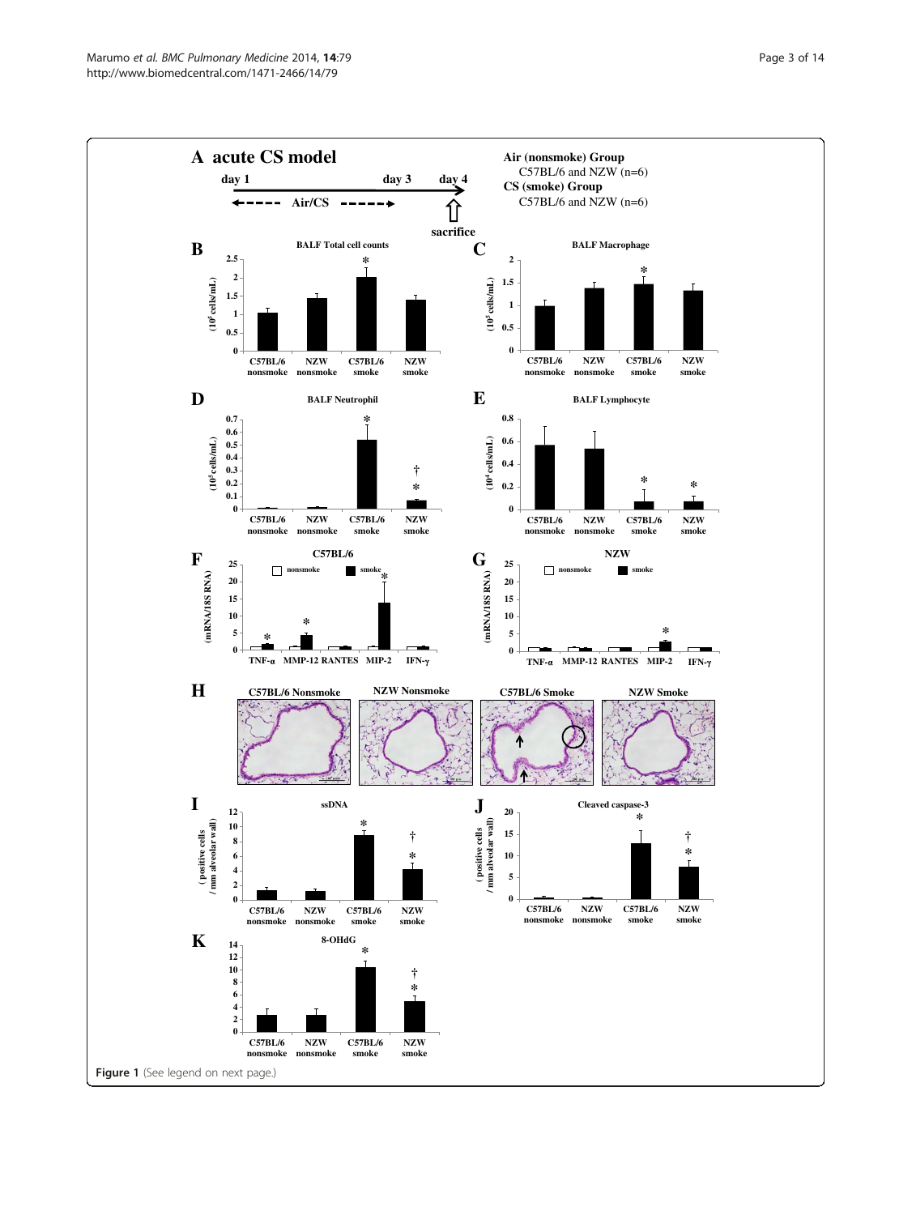**Figure 1** (See legend on next page.)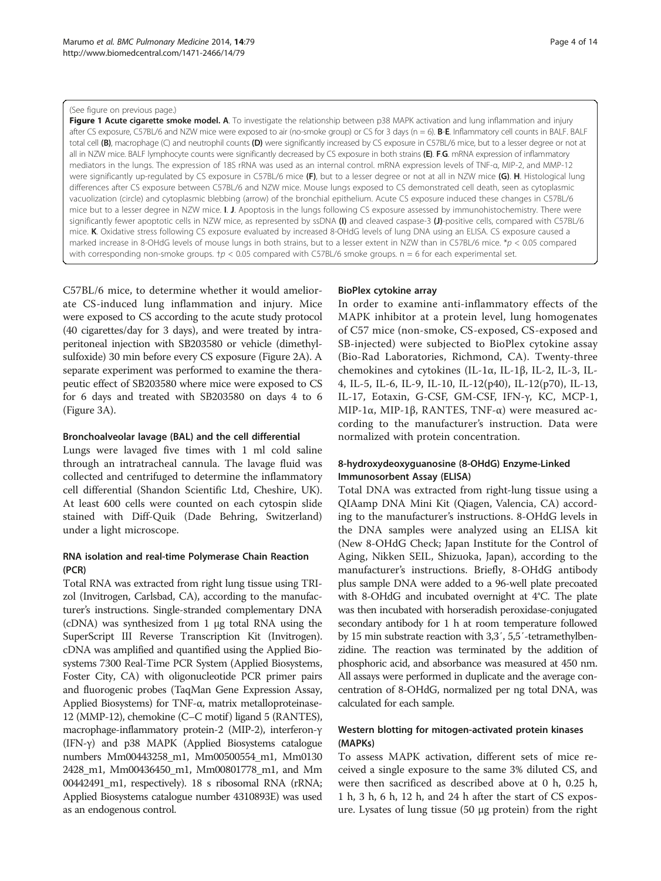(See figure on previous page.)

**Figure 1 Acute cigarette smoke model. A**. To investigate the relationship between p38 MAPK activation and lung inflammation and injury after CS exposure, C57BL/6 and NZW mice were exposed to air (no-smoke group) or CS for 3 days (n = 6). **B**-**E**. Inflammatory cell counts in BALF. BALF total cell **(B)**, macrophage (C) and neutrophil counts **(D)** were significantly increased by CS exposure in C57BL/6 mice, but to a lesser degree or not at all in NZW mice. BALF lymphocyte counts were significantly decreased by CS exposure in both strains **(E)**. **F**.**G**. mRNA expression of inflammatory mediators in the lungs. The expression of 18S rRNA was used as an internal control. mRNA expression levels of TNF-α, MIP-2, and MMP-12 were significantly up-regulated by CS exposure in C57BL/6 mice **(F)**, but to a lesser degree or not at all in NZW mice **(G)**. **H**. Histological lung differences after CS exposure between C57BL/6 and NZW mice. Mouse lungs exposed to CS demonstrated cell death, seen as cytoplasmic vacuolization (circle) and cytoplasmic blebbing (arrow) of the bronchial epithelium. Acute CS exposure induced these changes in C57BL/6 mice but to a lesser degree in NZW mice. **I**. **J**. Apoptosis in the lungs following CS exposure assessed by immunohistochemistry. There were significantly fewer apoptotic cells in NZW mice, as represented by ssDNA **(I)** and cleaved caspase-3 **(J)**-positive cells, compared with C57BL/6 mice. **K**. Oxidative stress following CS exposure evaluated by increased 8-OHdG levels of lung DNA using an ELISA. CS exposure caused a marked increase in 8-OHdG levels of mouse lungs in both strains, but to a lesser extent in NZW than in C57BL/6 mice. \*$p < 0.05$ compared with corresponding non-smoke groups. †$p < 0.05$ compared with C57BL/6 smoke groups. n = 6 for each experimental set.

C57BL/6 mice, to determine whether it would ameliorate CS-induced lung inflammation and injury. Mice were exposed to CS according to the acute study protocol (40 cigarettes/day for 3 days), and were treated by intraperitoneal injection with SB203580 or vehicle (dimethylsulfoxide) 30 min before every CS exposure (Figure 2A). A separate experiment was performed to examine the therapeutic effect of SB203580 where mice were exposed to CS for 6 days and treated with SB203580 on days 4 to 6 (Figure 3A).

#### Bronchoalveolar lavage (BAL) and the cell differential

Lungs were lavaged five times with 1 ml cold saline through an intratracheal cannula. The lavage fluid was collected and centrifuged to determine the inflammatory cell differential (Shandon Scientific Ltd, Cheshire, UK). At least 600 cells were counted on each cytospin slide stained with Diff-Quik (Dade Behring, Switzerland) under a light microscope.

#### RNA isolation and real-time Polymerase Chain Reaction (PCR)

Total RNA was extracted from right lung tissue using TRIzol (Invitrogen, Carlsbad, CA), according to the manufacturer's instructions. Single-stranded complementary DNA (cDNA) was synthesized from 1 μg total RNA using the SuperScript III Reverse Transcription Kit (Invitrogen). cDNA was amplified and quantified using the Applied Biosystems 7300 Real-Time PCR System (Applied Biosystems, Foster City, CA) with oligonucleotide PCR primer pairs and fluorogenic probes (TaqMan Gene Expression Assay, Applied Biosystems) for TNF-α, matrix metalloproteinase-12 (MMP-12), chemokine (C–C motif) ligand 5 (RANTES), macrophage-inflammatory protein-2 (MIP-2), interferon-γ (IFN-γ) and p38 MAPK (Applied Biosystems catalogue numbers Mm00443258_m1, Mm00500554_m1, Mm01302428_m1, Mm00436450_m1, Mm00801778_m1, and Mm00442491_m1, respectively). 18 s ribosomal RNA (rRNA; Applied Biosystems catalogue number 4310893E) was used as an endogenous control.

#### BioPlex cytokine array

In order to examine anti-inflammatory effects of the MAPK inhibitor at a protein level, lung homogenates of C57 mice (non-smoke, CS-exposed, CS-exposed and SB-injected) were subjected to BioPlex cytokine assay (Bio-Rad Laboratories, Richmond, CA). Twenty-three chemokines and cytokines (IL-1α, IL-1β, IL-2, IL-3, IL-4, IL-5, IL-6, IL-9, IL-10, IL-12(p40), IL-12(p70), IL-13, IL-17, Eotaxin, G-CSF, GM-CSF, IFN-γ, KC, MCP-1, MIP-1α, MIP-1β, RANTES, TNF-α) were measured according to the manufacturer's instruction. Data were normalized with protein concentration.

#### 8-hydroxydeoxyguanosine (8-OHdG) Enzyme-Linked Immunosorbent Assay (ELISA)

Total DNA was extracted from right-lung tissue using a QIAamp DNA Mini Kit (Qiagen, Valencia, CA) according to the manufacturer's instructions. 8-OHdG levels in the DNA samples were analyzed using an ELISA kit (New 8-OHdG Check; Japan Institute for the Control of Aging, Nikken SEIL, Shizuoka, Japan), according to the manufacturer's instructions. Briefly, 8-OHdG antibody plus sample DNA were added to a 96-well plate precoated with 8-OHdG and incubated overnight at 4°C. The plate was then incubated with horseradish peroxidase-conjugated secondary antibody for 1 h at room temperature followed by 15 min substrate reaction with 3,3′, 5,5′-tetramethylbenzidine. The reaction was terminated by the addition of phosphoric acid, and absorbance was measured at 450 nm. All assays were performed in duplicate and the average concentration of 8-OHdG, normalized per ng total DNA, was calculated for each sample.

#### Western blotting for mitogen-activated protein kinases (MAPKs)

To assess MAPK activation, different sets of mice received a single exposure to the same 3% diluted CS, and were then sacrificed as described above at 0 h, 0.25 h, 1 h, 3 h, 6 h, 12 h, and 24 h after the start of CS exposure. Lysates of lung tissue (50 μg protein) from the right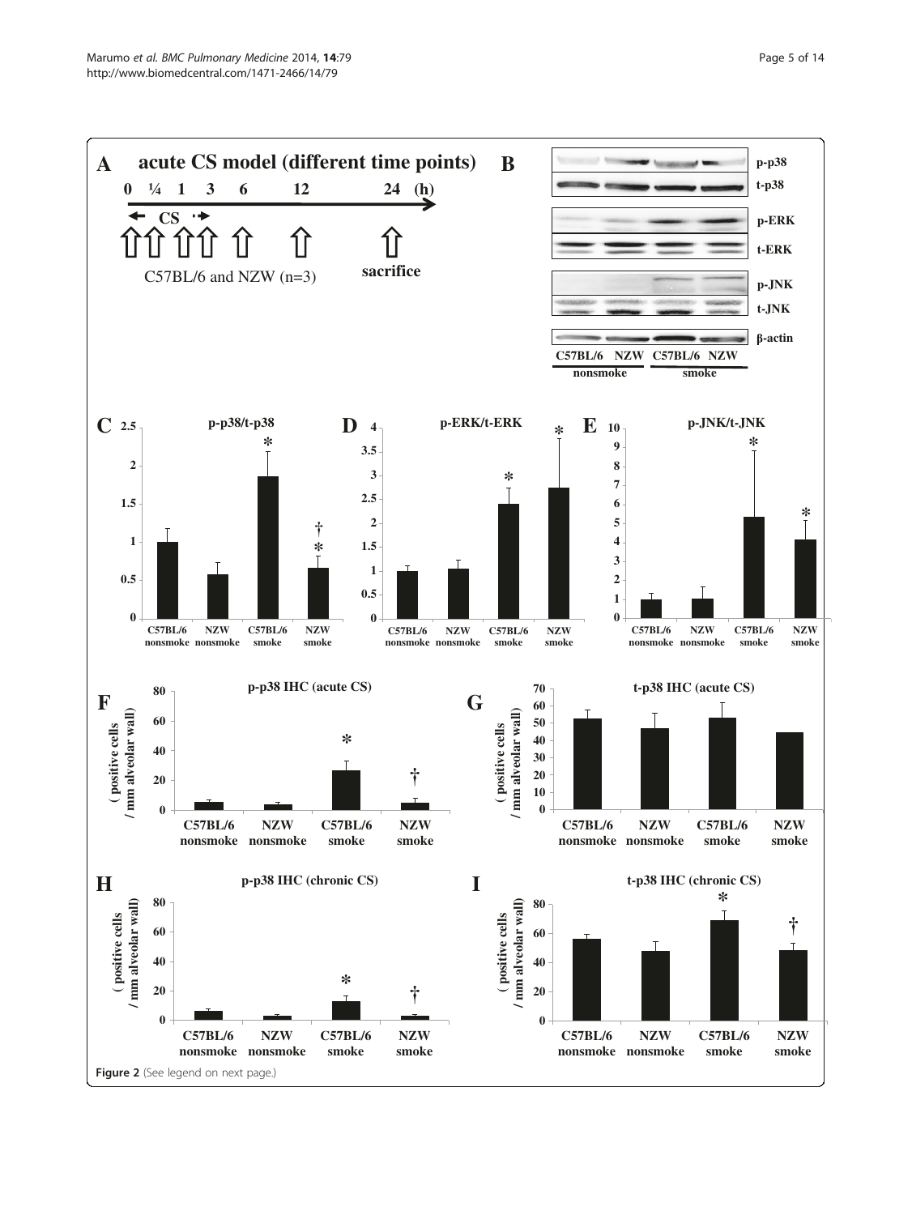**Figure 2** (See legend on next page.)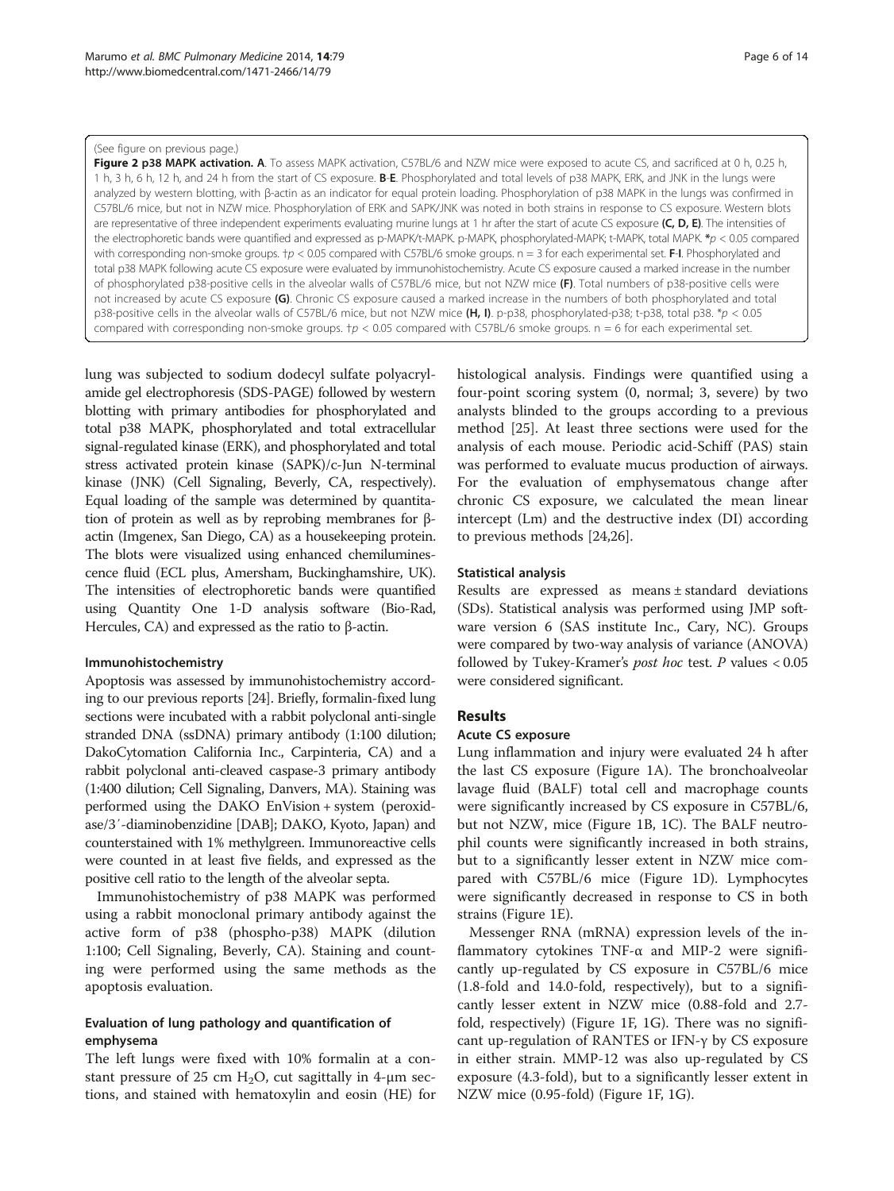(See figure on previous page.)

**Figure 2 p38 MAPK activation. A**. To assess MAPK activation, C57BL/6 and NZW mice were exposed to acute CS, and sacrificed at 0 h, 0.25 h, 1 h, 3 h, 6 h, 12 h, and 24 h from the start of CS exposure. **B**-**E**. Phosphorylated and total levels of p38 MAPK, ERK, and JNK in the lungs were analyzed by western blotting, with β-actin as an indicator for equal protein loading. Phosphorylation of p38 MAPK in the lungs was confirmed in C57BL/6 mice, but not in NZW mice. Phosphorylation of ERK and SAPK/JNK was noted in both strains in response to CS exposure. Western blots are representative of three independent experiments evaluating murine lungs at 1 hr after the start of acute CS exposure **(C, D, E)**. The intensities of the electrophoretic bands were quantified and expressed as p-MAPK/t-MAPK. p-MAPK, phosphorylated-MAPK; t-MAPK, total MAPK. *$p < 0.05$ compared with corresponding non-smoke groups. †$p < 0.05$ compared with C57BL/6 smoke groups. n = 3 for each experimental set. **F**-**I**. Phosphorylated and total p38 MAPK following acute CS exposure were evaluated by immunohistochemistry. Acute CS exposure caused a marked increase in the number of phosphorylated p38-positive cells in the alveolar walls of C57BL/6 mice, but not NZW mice **(F)**. Total numbers of p38-positive cells were not increased by acute CS exposure **(G)**. Chronic CS exposure caused a marked increase in the numbers of both phosphorylated and total p38-positive cells in the alveolar walls of C57BL/6 mice, but not NZW mice **(H, I)**. p-p38, phosphorylated-p38; t-p38, total p38. *$p < 0.05$ compared with corresponding non-smoke groups. †$p < 0.05$ compared with C57BL/6 smoke groups. n = 6 for each experimental set.

lung was subjected to sodium dodecyl sulfate polyacrylamide gel electrophoresis (SDS-PAGE) followed by western blotting with primary antibodies for phosphorylated and total p38 MAPK, phosphorylated and total extracellular signal-regulated kinase (ERK), and phosphorylated and total stress activated protein kinase (SAPK)/c-Jun N-terminal kinase (JNK) (Cell Signaling, Beverly, CA, respectively). Equal loading of the sample was determined by quantitation of protein as well as by reprobing membranes for β-actin (Imgenex, San Diego, CA) as a housekeeping protein. The blots were visualized using enhanced chemiluminescence fluid (ECL plus, Amersham, Buckinghamshire, UK). The intensities of electrophoretic bands were quantified using Quantity One 1-D analysis software (Bio-Rad, Hercules, CA) and expressed as the ratio to β-actin.

#### Immunohistochemistry

Apoptosis was assessed by immunohistochemistry according to our previous reports [24]. Briefly, formalin-fixed lung sections were incubated with a rabbit polyclonal anti-single stranded DNA (ssDNA) primary antibody (1:100 dilution; DakoCytomation California Inc., Carpinteria, CA) and a rabbit polyclonal anti-cleaved caspase-3 primary antibody (1:400 dilution; Cell Signaling, Danvers, MA). Staining was performed using the DAKO EnVision + system (peroxidase/3′-diaminobenzidine [DAB]; DAKO, Kyoto, Japan) and counterstained with 1% methylgreen. Immunoreactive cells were counted in at least five fields, and expressed as the positive cell ratio to the length of the alveolar septa.

Immunohistochemistry of p38 MAPK was performed using a rabbit monoclonal primary antibody against the active form of p38 (phospho-p38) MAPK (dilution 1:100; Cell Signaling, Beverly, CA). Staining and counting were performed using the same methods as the apoptosis evaluation.

#### Evaluation of lung pathology and quantification of emphysema

The left lungs were fixed with 10% formalin at a constant pressure of 25 cm $H_2O$, cut sagittally in 4-μm sections, and stained with hematoxylin and eosin (HE) for histological analysis. Findings were quantified using a four-point scoring system (0, normal; 3, severe) by two analysts blinded to the groups according to a previous method [25]. At least three sections were used for the analysis of each mouse. Periodic acid-Schiff (PAS) stain was performed to evaluate mucus production of airways. For the evaluation of emphysematous change after chronic CS exposure, we calculated the mean linear intercept (Lm) and the destructive index (DI) according to previous methods [24,26].

#### Statistical analysis

Results are expressed as means ± standard deviations (SDs). Statistical analysis was performed using JMP software version 6 (SAS institute Inc., Cary, NC). Groups were compared by two-way analysis of variance (ANOVA) followed by Tukey-Kramer's *post hoc* test. *P* values < 0.05 were considered significant.

## Results

#### Acute CS exposure

Lung inflammation and injury were evaluated 24 h after the last CS exposure (Figure 1A). The bronchoalveolar lavage fluid (BALF) total cell and macrophage counts were significantly increased by CS exposure in C57BL/6, but not NZW, mice (Figure 1B, 1C). The BALF neutrophil counts were significantly increased in both strains, but to a significantly lesser extent in NZW mice compared with C57BL/6 mice (Figure 1D). Lymphocytes were significantly decreased in response to CS in both strains (Figure 1E).

Messenger RNA (mRNA) expression levels of the inflammatory cytokines TNF-α and MIP-2 were significantly up-regulated by CS exposure in C57BL/6 mice (1.8-fold and 14.0-fold, respectively), but to a significantly lesser extent in NZW mice (0.88-fold and 2.7-fold, respectively) (Figure 1F, 1G). There was no significant up-regulation of RANTES or IFN-γ by CS exposure in either strain. MMP-12 was also up-regulated by CS exposure (4.3-fold), but to a significantly lesser extent in NZW mice (0.95-fold) (Figure 1F, 1G).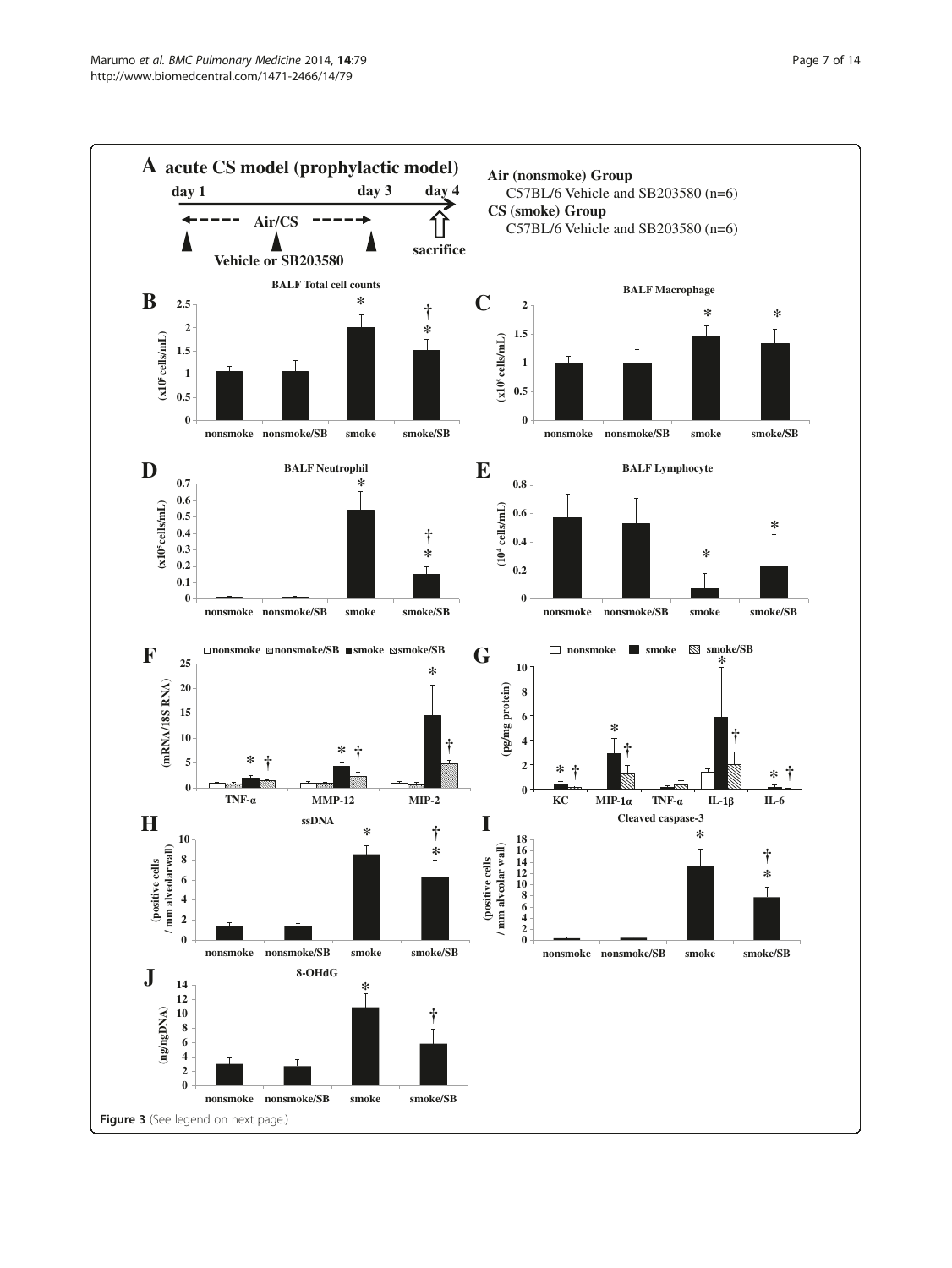Figure 3 (See legend on next page.)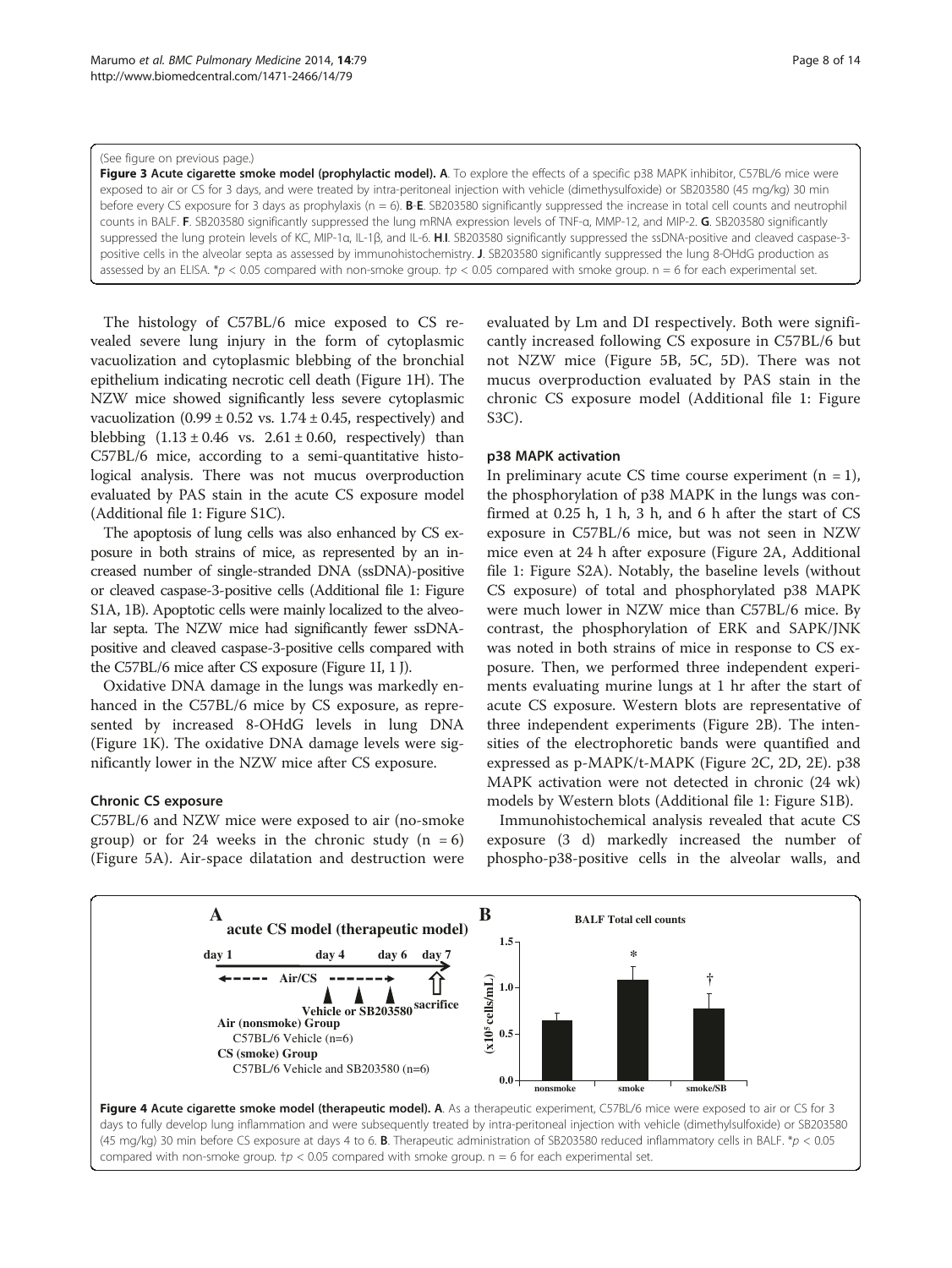(See figure on previous page.)

**Figure 3 Acute cigarette smoke model (prophylactic model). A**. To explore the effects of a specific p38 MAPK inhibitor, C57BL/6 mice were exposed to air or CS for 3 days, and were treated by intra-peritoneal injection with vehicle (dimethysulfoxide) or SB203580 (45 mg/kg) 30 min before every CS exposure for 3 days as prophylaxis (n = 6). **B**-**E**. SB203580 significantly suppressed the increase in total cell counts and neutrophil counts in BALF. **F**. SB203580 significantly suppressed the lung mRNA expression levels of TNF-α, MMP-12, and MIP-2. **G**. SB203580 significantly suppressed the lung protein levels of KC, MIP-1α, IL-1β, and IL-6. **H**.**I**. SB203580 significantly suppressed the ssDNA-positive and cleaved caspase-3-positive cells in the alveolar septa as assessed by immunohistochemistry. **J**. SB203580 significantly suppressed the lung 8-OHdG production as assessed by an ELISA. \*$p < 0.05$ compared with non-smoke group. †$p < 0.05$ compared with smoke group. n = 6 for each experimental set.

The histology of C57BL/6 mice exposed to CS revealed severe lung injury in the form of cytoplasmic vacuolization and cytoplasmic blebbing of the bronchial epithelium indicating necrotic cell death (Figure 1H). The NZW mice showed significantly less severe cytoplasmic vacuolization (0.99 ± 0.52 vs. 1.74 ± 0.45, respectively) and blebbing (1.13 ± 0.46 vs. 2.61 ± 0.60, respectively) than C57BL/6 mice, according to a semi-quantitative histological analysis. There was not mucus overproduction evaluated by PAS stain in the acute CS exposure model (Additional file 1: Figure S1C).

The apoptosis of lung cells was also enhanced by CS exposure in both strains of mice, as represented by an increased number of single-stranded DNA (ssDNA)-positive or cleaved caspase-3-positive cells (Additional file 1: Figure S1A, 1B). Apoptotic cells were mainly localized to the alveolar septa. The NZW mice had significantly fewer ssDNA-positive and cleaved caspase-3-positive cells compared with the C57BL/6 mice after CS exposure (Figure 1I, 1 J).

Oxidative DNA damage in the lungs was markedly enhanced in the C57BL/6 mice by CS exposure, as represented by increased 8-OHdG levels in lung DNA (Figure 1K). The oxidative DNA damage levels were significantly lower in the NZW mice after CS exposure.

#### Chronic CS exposure

C57BL/6 and NZW mice were exposed to air (no-smoke group) or for 24 weeks in the chronic study (n = 6) (Figure 5A). Air-space dilatation and destruction were evaluated by Lm and DI respectively. Both were significantly increased following CS exposure in C57BL/6 but not NZW mice (Figure 5B, 5C, 5D). There was not mucus overproduction evaluated by PAS stain in the chronic CS exposure model (Additional file 1: Figure S3C).

#### p38 MAPK activation

In preliminary acute CS time course experiment (n = 1), the phosphorylation of p38 MAPK in the lungs was confirmed at 0.25 h, 1 h, 3 h, and 6 h after the start of CS exposure in C57BL/6 mice, but was not seen in NZW mice even at 24 h after exposure (Figure 2A, Additional file 1: Figure S2A). Notably, the baseline levels (without CS exposure) of total and phosphorylated p38 MAPK were much lower in NZW mice than C57BL/6 mice. By contrast, the phosphorylation of ERK and SAPK/JNK was noted in both strains of mice in response to CS exposure. Then, we performed three independent experiments evaluating murine lungs at 1 hr after the start of acute CS exposure. Western blots are representative of three independent experiments (Figure 2B). The intensities of the electrophoretic bands were quantified and expressed as p-MAPK/t-MAPK (Figure 2C, 2D, 2E). p38 MAPK activation were not detected in chronic (24 wk) models by Western blots (Additional file 1: Figure S1B).

Immunohistochemical analysis revealed that acute CS exposure (3 d) markedly increased the number of phospho-p38-positive cells in the alveolar walls, and

**Figure 4 Acute cigarette smoke model (therapeutic model). A**. As a therapeutic experiment, C57BL/6 mice were exposed to air or CS for 3 days to fully develop lung inflammation and were subsequently treated by intra-peritoneal injection with vehicle (dimethylsulfoxide) or SB203580 (45 mg/kg) 30 min before CS exposure at days 4 to 6. **B**. Therapeutic administration of SB203580 reduced inflammatory cells in BALF. \*$p < 0.05$ compared with non-smoke group. †$p < 0.05$ compared with smoke group. n = 6 for each experimental set.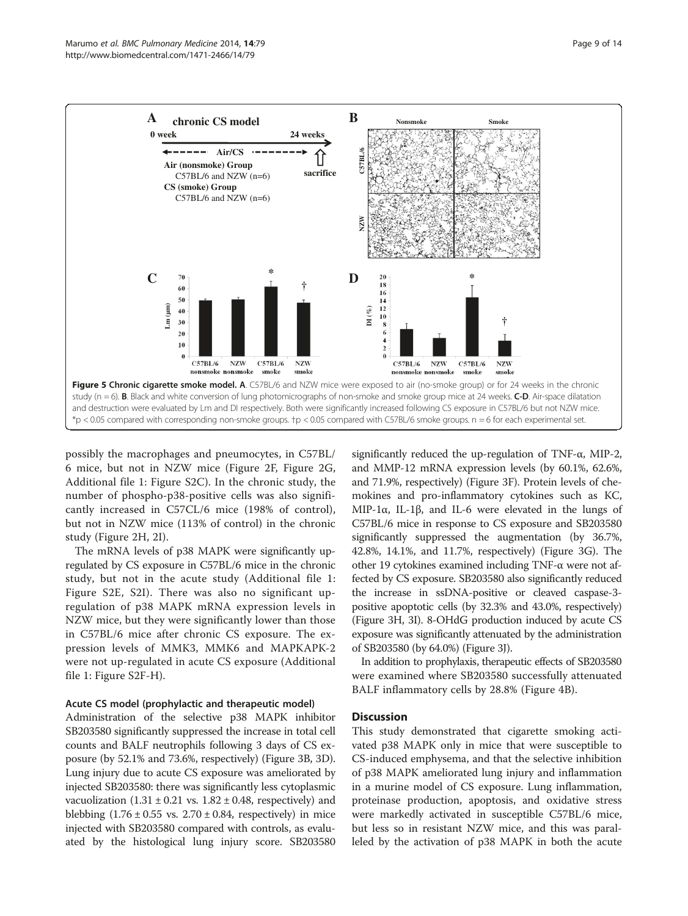Figure 5 Chronic cigarette smoke model. A. C57BL/6 and NZW mice were exposed to air (no-smoke group) or for 24 weeks in the chronic study (n = 6). B. Black and white conversion of lung photomicrographs of non-smoke and smoke group mice at 24 weeks. C-D. Air-space dilatation and destruction were evaluated by Lm and DI respectively. Both were significantly increased following CS exposure in C57BL/6 but not NZW mice. *p < 0.05 compared with corresponding non-smoke groups. †p < 0.05 compared with C57BL/6 smoke groups. n = 6 for each experimental set.

possibly the macrophages and pneumocytes, in C57BL/6 mice, but not in NZW mice (Figure 2F, Figure 2G, Additional file 1: Figure S2C). In the chronic study, the number of phospho-p38-positive cells was also significantly increased in C57CL/6 mice (198% of control), but not in NZW mice (113% of control) in the chronic study (Figure 2H, 2I).

The mRNA levels of p38 MAPK were significantly up-regulated by CS exposure in C57BL/6 mice in the chronic study, but not in the acute study (Additional file 1: Figure S2E, S2I). There was also no significant up-regulation of p38 MAPK mRNA expression levels in NZW mice, but they were significantly lower than those in C57BL/6 mice after chronic CS exposure. The expression levels of MMK3, MMK6 and MAPKAPK-2 were not up-regulated in acute CS exposure (Additional file 1: Figure S2F-H).

### Acute CS model (prophylactic and therapeutic model)

Administration of the selective p38 MAPK inhibitor SB203580 significantly suppressed the increase in total cell counts and BALF neutrophils following 3 days of CS exposure (by 52.1% and 73.6%, respectively) (Figure 3B, 3D). Lung injury due to acute CS exposure was ameliorated by injected SB203580: there was significantly less cytoplasmic vacuolization ($1.31 \pm 0.21$ vs. $1.82 \pm 0.48$, respectively) and blebbing ($1.76 \pm 0.55$ vs. $2.70 \pm 0.84$, respectively) in mice injected with SB203580 compared with controls, as evaluated by the histological lung injury score. SB203580 significantly reduced the up-regulation of TNF-α, MIP-2, and MMP-12 mRNA expression levels (by 60.1%, 62.6%, and 71.9%, respectively) (Figure 3F). Protein levels of chemokines and pro-inflammatory cytokines such as KC, MIP-1α, IL-1β, and IL-6 were elevated in the lungs of C57BL/6 mice in response to CS exposure and SB203580 significantly suppressed the augmentation (by 36.7%, 42.8%, 14.1%, and 11.7%, respectively) (Figure 3G). The other 19 cytokines examined including TNF-α were not affected by CS exposure. SB203580 also significantly reduced the increase in ssDNA-positive or cleaved caspase-3-positive apoptotic cells (by 32.3% and 43.0%, respectively) (Figure 3H, 3I). 8-OHdG production induced by acute CS exposure was significantly attenuated by the administration of SB203580 (by 64.0%) (Figure 3J).

In addition to prophylaxis, therapeutic effects of SB203580 were examined where SB203580 successfully attenuated BALF inflammatory cells by 28.8% (Figure 4B).

## Discussion

This study demonstrated that cigarette smoking activated p38 MAPK only in mice that were susceptible to CS-induced emphysema, and that the selective inhibition of p38 MAPK ameliorated lung injury and inflammation in a murine model of CS exposure. Lung inflammation, proteinase production, apoptosis, and oxidative stress were markedly activated in susceptible C57BL/6 mice, but less so in resistant NZW mice, and this was paralleled by the activation of p38 MAPK in both the acute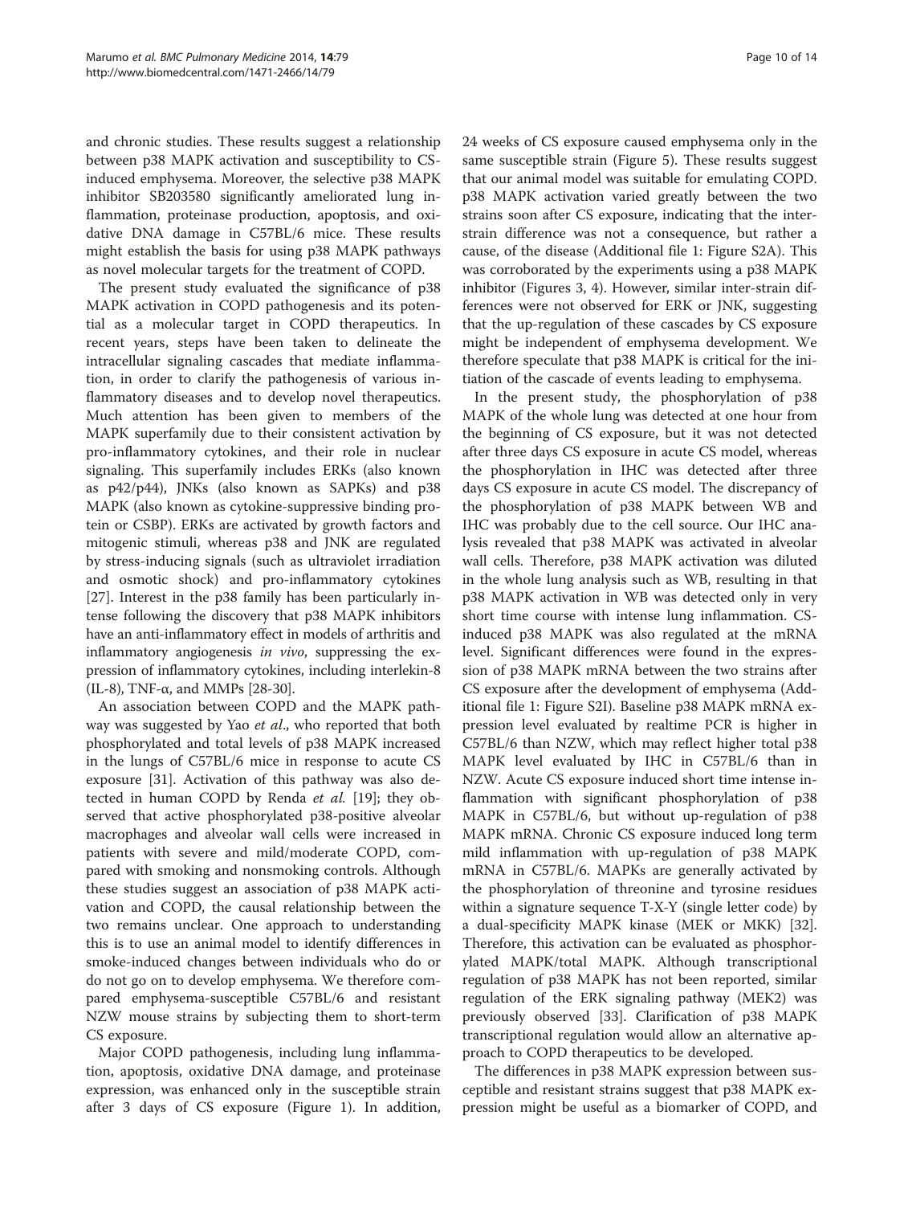and chronic studies. These results suggest a relationship between p38 MAPK activation and susceptibility to CS-induced emphysema. Moreover, the selective p38 MAPK inhibitor SB203580 significantly ameliorated lung inflammation, proteinase production, apoptosis, and oxidative DNA damage in C57BL/6 mice. These results might establish the basis for using p38 MAPK pathways as novel molecular targets for the treatment of COPD.

The present study evaluated the significance of p38 MAPK activation in COPD pathogenesis and its potential as a molecular target in COPD therapeutics. In recent years, steps have been taken to delineate the intracellular signaling cascades that mediate inflammation, in order to clarify the pathogenesis of various inflammatory diseases and to develop novel therapeutics. Much attention has been given to members of the MAPK superfamily due to their consistent activation by pro-inflammatory cytokines, and their role in nuclear signaling. This superfamily includes ERKs (also known as p42/p44), JNKs (also known as SAPKs) and p38 MAPK (also known as cytokine-suppressive binding protein or CSBP). ERKs are activated by growth factors and mitogenic stimuli, whereas p38 and JNK are regulated by stress-inducing signals (such as ultraviolet irradiation and osmotic shock) and pro-inflammatory cytokines [27]. Interest in the p38 family has been particularly intense following the discovery that p38 MAPK inhibitors have an anti-inflammatory effect in models of arthritis and inflammatory angiogenesis *in vivo*, suppressing the expression of inflammatory cytokines, including interlekin-8 (IL-8), TNF-α, and MMPs [28-30].

An association between COPD and the MAPK pathway was suggested by Yao *et al*., who reported that both phosphorylated and total levels of p38 MAPK increased in the lungs of C57BL/6 mice in response to acute CS exposure [31]. Activation of this pathway was also detected in human COPD by Renda *et al.* [19]; they observed that active phosphorylated p38-positive alveolar macrophages and alveolar wall cells were increased in patients with severe and mild/moderate COPD, compared with smoking and nonsmoking controls. Although these studies suggest an association of p38 MAPK activation and COPD, the causal relationship between the two remains unclear. One approach to understanding this is to use an animal model to identify differences in smoke-induced changes between individuals who do or do not go on to develop emphysema. We therefore compared emphysema-susceptible C57BL/6 and resistant NZW mouse strains by subjecting them to short-term CS exposure.

Major COPD pathogenesis, including lung inflammation, apoptosis, oxidative DNA damage, and proteinase expression, was enhanced only in the susceptible strain after 3 days of CS exposure (Figure 1). In addition, 24 weeks of CS exposure caused emphysema only in the same susceptible strain (Figure 5). These results suggest that our animal model was suitable for emulating COPD. p38 MAPK activation varied greatly between the two strains soon after CS exposure, indicating that the inter-strain difference was not a consequence, but rather a cause, of the disease (Additional file 1: Figure S2A). This was corroborated by the experiments using a p38 MAPK inhibitor (Figures 3, 4). However, similar inter-strain differences were not observed for ERK or JNK, suggesting that the up-regulation of these cascades by CS exposure might be independent of emphysema development. We therefore speculate that p38 MAPK is critical for the initiation of the cascade of events leading to emphysema.

In the present study, the phosphorylation of p38 MAPK of the whole lung was detected at one hour from the beginning of CS exposure, but it was not detected after three days CS exposure in acute CS model, whereas the phosphorylation in IHC was detected after three days CS exposure in acute CS model. The discrepancy of the phosphorylation of p38 MAPK between WB and IHC was probably due to the cell source. Our IHC analysis revealed that p38 MAPK was activated in alveolar wall cells. Therefore, p38 MAPK activation was diluted in the whole lung analysis such as WB, resulting in that p38 MAPK activation in WB was detected only in very short time course with intense lung inflammation. CS-induced p38 MAPK was also regulated at the mRNA level. Significant differences were found in the expression of p38 MAPK mRNA between the two strains after CS exposure after the development of emphysema (Additional file 1: Figure S2I). Baseline p38 MAPK mRNA expression level evaluated by realtime PCR is higher in C57BL/6 than NZW, which may reflect higher total p38 MAPK level evaluated by IHC in C57BL/6 than in NZW. Acute CS exposure induced short time intense inflammation with significant phosphorylation of p38 MAPK in C57BL/6, but without up-regulation of p38 MAPK mRNA. Chronic CS exposure induced long term mild inflammation with up-regulation of p38 MAPK mRNA in C57BL/6. MAPKs are generally activated by the phosphorylation of threonine and tyrosine residues within a signature sequence T-X-Y (single letter code) by a dual-specificity MAPK kinase (MEK or MKK) [32]. Therefore, this activation can be evaluated as phosphorylated MAPK/total MAPK. Although transcriptional regulation of p38 MAPK has not been reported, similar regulation of the ERK signaling pathway (MEK2) was previously observed [33]. Clarification of p38 MAPK transcriptional regulation would allow an alternative approach to COPD therapeutics to be developed.

The differences in p38 MAPK expression between susceptible and resistant strains suggest that p38 MAPK expression might be useful as a biomarker of COPD, and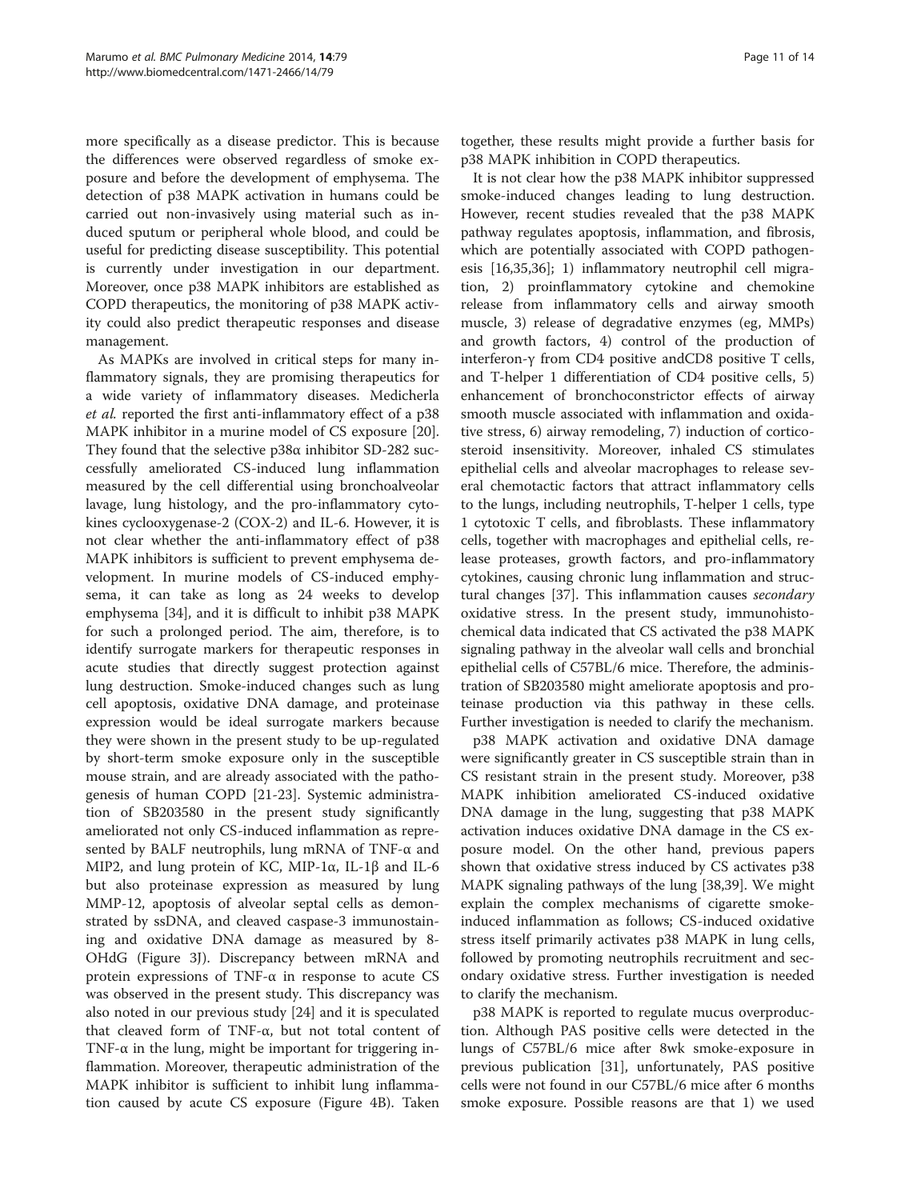more specifically as a disease predictor. This is because the differences were observed regardless of smoke exposure and before the development of emphysema. The detection of p38 MAPK activation in humans could be carried out non-invasively using material such as induced sputum or peripheral whole blood, and could be useful for predicting disease susceptibility. This potential is currently under investigation in our department. Moreover, once p38 MAPK inhibitors are established as COPD therapeutics, the monitoring of p38 MAPK activity could also predict therapeutic responses and disease management.

As MAPKs are involved in critical steps for many inflammatory signals, they are promising therapeutics for a wide variety of inflammatory diseases. Medicherla *et al.* reported the first anti-inflammatory effect of a p38 MAPK inhibitor in a murine model of CS exposure [20]. They found that the selective p38α inhibitor SD-282 successfully ameliorated CS-induced lung inflammation measured by the cell differential using bronchoalveolar lavage, lung histology, and the pro-inflammatory cytokines cyclooxygenase-2 (COX-2) and IL-6. However, it is not clear whether the anti-inflammatory effect of p38 MAPK inhibitors is sufficient to prevent emphysema development. In murine models of CS-induced emphysema, it can take as long as 24 weeks to develop emphysema [34], and it is difficult to inhibit p38 MAPK for such a prolonged period. The aim, therefore, is to identify surrogate markers for therapeutic responses in acute studies that directly suggest protection against lung destruction. Smoke-induced changes such as lung cell apoptosis, oxidative DNA damage, and proteinase expression would be ideal surrogate markers because they were shown in the present study to be up-regulated by short-term smoke exposure only in the susceptible mouse strain, and are already associated with the pathogenesis of human COPD [21-23]. Systemic administration of SB203580 in the present study significantly ameliorated not only CS-induced inflammation as represented by BALF neutrophils, lung mRNA of TNF-α and MIP2, and lung protein of KC, MIP-1α, IL-1β and IL-6 but also proteinase expression as measured by lung MMP-12, apoptosis of alveolar septal cells as demonstrated by ssDNA, and cleaved caspase-3 immunostaining and oxidative DNA damage as measured by 8-OHdG (Figure 3J). Discrepancy between mRNA and protein expressions of TNF-α in response to acute CS was observed in the present study. This discrepancy was also noted in our previous study [24] and it is speculated that cleaved form of TNF-α, but not total content of TNF-α in the lung, might be important for triggering inflammation. Moreover, therapeutic administration of the MAPK inhibitor is sufficient to inhibit lung inflammation caused by acute CS exposure (Figure 4B). Taken together, these results might provide a further basis for p38 MAPK inhibition in COPD therapeutics.

It is not clear how the p38 MAPK inhibitor suppressed smoke-induced changes leading to lung destruction. However, recent studies revealed that the p38 MAPK pathway regulates apoptosis, inflammation, and fibrosis, which are potentially associated with COPD pathogenesis [16,35,36]; 1) inflammatory neutrophil cell migration, 2) proinflammatory cytokine and chemokine release from inflammatory cells and airway smooth muscle, 3) release of degradative enzymes (eg, MMPs) and growth factors, 4) control of the production of interferon-γ from CD4 positive andCD8 positive T cells, and T-helper 1 differentiation of CD4 positive cells, 5) enhancement of bronchoconstrictor effects of airway smooth muscle associated with inflammation and oxidative stress, 6) airway remodeling, 7) induction of corticosteroid insensitivity. Moreover, inhaled CS stimulates epithelial cells and alveolar macrophages to release several chemotactic factors that attract inflammatory cells to the lungs, including neutrophils, T-helper 1 cells, type 1 cytotoxic T cells, and fibroblasts. These inflammatory cells, together with macrophages and epithelial cells, release proteases, growth factors, and pro-inflammatory cytokines, causing chronic lung inflammation and structural changes [37]. This inflammation causes *secondary* oxidative stress. In the present study, immunohistochemical data indicated that CS activated the p38 MAPK signaling pathway in the alveolar wall cells and bronchial epithelial cells of C57BL/6 mice. Therefore, the administration of SB203580 might ameliorate apoptosis and proteinase production via this pathway in these cells. Further investigation is needed to clarify the mechanism.

p38 MAPK activation and oxidative DNA damage were significantly greater in CS susceptible strain than in CS resistant strain in the present study. Moreover, p38 MAPK inhibition ameliorated CS-induced oxidative DNA damage in the lung, suggesting that p38 MAPK activation induces oxidative DNA damage in the CS exposure model. On the other hand, previous papers shown that oxidative stress induced by CS activates p38 MAPK signaling pathways of the lung [38,39]. We might explain the complex mechanisms of cigarette smoke-induced inflammation as follows; CS-induced oxidative stress itself primarily activates p38 MAPK in lung cells, followed by promoting neutrophils recruitment and secondary oxidative stress. Further investigation is needed to clarify the mechanism.

p38 MAPK is reported to regulate mucus overproduction. Although PAS positive cells were detected in the lungs of C57BL/6 mice after 8wk smoke-exposure in previous publication [31], unfortunately, PAS positive cells were not found in our C57BL/6 mice after 6 months smoke exposure. Possible reasons are that 1) we used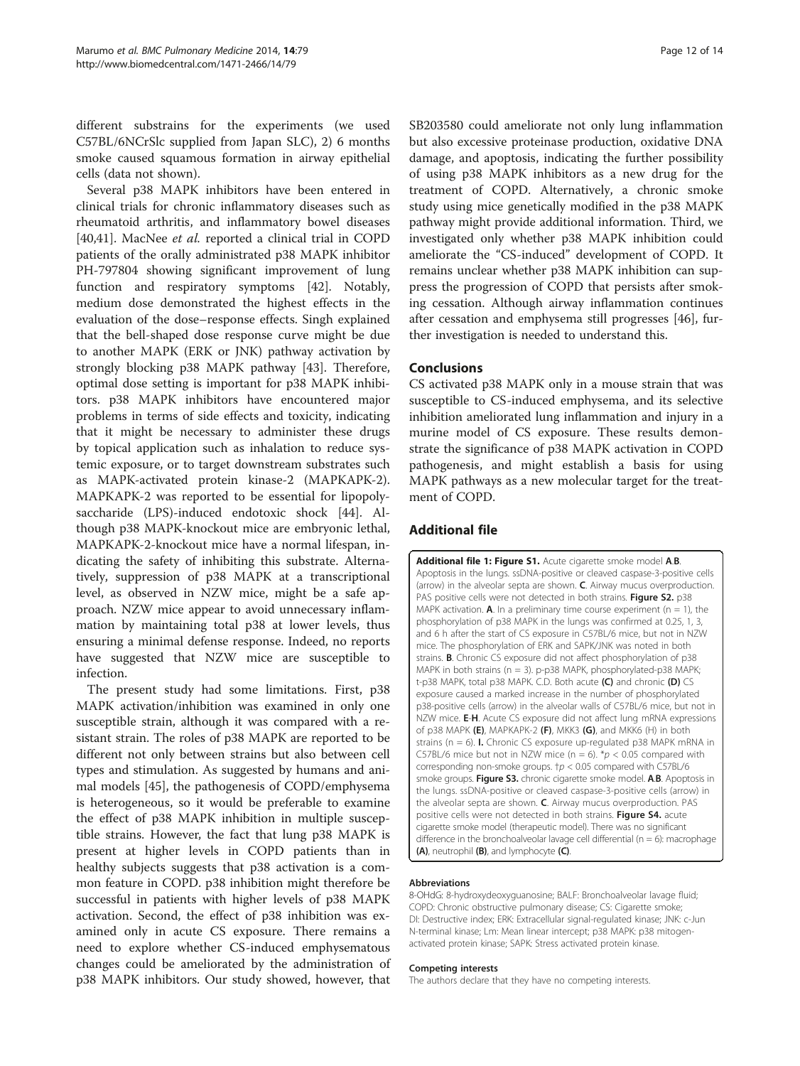different substrains for the experiments (we used C57BL/6NCrSlc supplied from Japan SLC), 2) 6 months smoke caused squamous formation in airway epithelial cells (data not shown).

Several p38 MAPK inhibitors have been entered in clinical trials for chronic inflammatory diseases such as rheumatoid arthritis, and inflammatory bowel diseases [40,41]. MacNee *et al.* reported a clinical trial in COPD patients of the orally administrated p38 MAPK inhibitor PH-797804 showing significant improvement of lung function and respiratory symptoms [42]. Notably, medium dose demonstrated the highest effects in the evaluation of the dose–response effects. Singh explained that the bell-shaped dose response curve might be due to another MAPK (ERK or JNK) pathway activation by strongly blocking p38 MAPK pathway [43]. Therefore, optimal dose setting is important for p38 MAPK inhibitors. p38 MAPK inhibitors have encountered major problems in terms of side effects and toxicity, indicating that it might be necessary to administer these drugs by topical application such as inhalation to reduce systemic exposure, or to target downstream substrates such as MAPK-activated protein kinase-2 (MAPKAPK-2). MAPKAPK-2 was reported to be essential for lipopolysaccharide (LPS)-induced endotoxic shock [44]. Although p38 MAPK-knockout mice are embryonic lethal, MAPKAPK-2-knockout mice have a normal lifespan, indicating the safety of inhibiting this substrate. Alternatively, suppression of p38 MAPK at a transcriptional level, as observed in NZW mice, might be a safe approach. NZW mice appear to avoid unnecessary inflammation by maintaining total p38 at lower levels, thus ensuring a minimal defense response. Indeed, no reports have suggested that NZW mice are susceptible to infection.

The present study had some limitations. First, p38 MAPK activation/inhibition was examined in only one susceptible strain, although it was compared with a resistant strain. The roles of p38 MAPK are reported to be different not only between strains but also between cell types and stimulation. As suggested by humans and animal models [45], the pathogenesis of COPD/emphysema is heterogeneous, so it would be preferable to examine the effect of p38 MAPK inhibition in multiple susceptible strains. However, the fact that lung p38 MAPK is present at higher levels in COPD patients than in healthy subjects suggests that p38 activation is a common feature in COPD. p38 inhibition might therefore be successful in patients with higher levels of p38 MAPK activation. Second, the effect of p38 inhibition was examined only in acute CS exposure. There remains a need to explore whether CS-induced emphysematous changes could be ameliorated by the administration of p38 MAPK inhibitors. Our study showed, however, that SB203580 could ameliorate not only lung inflammation but also excessive proteinase production, oxidative DNA damage, and apoptosis, indicating the further possibility of using p38 MAPK inhibitors as a new drug for the treatment of COPD. Alternatively, a chronic smoke study using mice genetically modified in the p38 MAPK pathway might provide additional information. Third, we investigated only whether p38 MAPK inhibition could ameliorate the "CS-induced" development of COPD. It remains unclear whether p38 MAPK inhibition can suppress the progression of COPD that persists after smoking cessation. Although airway inflammation continues after cessation and emphysema still progresses [46], further investigation is needed to understand this.

## Conclusions

CS activated p38 MAPK only in a mouse strain that was susceptible to CS-induced emphysema, and its selective inhibition ameliorated lung inflammation and injury in a murine model of CS exposure. These results demonstrate the significance of p38 MAPK activation in COPD pathogenesis, and might establish a basis for using MAPK pathways as a new molecular target for the treatment of COPD.

## Additional file

**Additional file 1: Figure S1.** Acute cigarette smoke model **A**,**B**. Apoptosis in the lungs. ssDNA-positive or cleaved caspase-3-positive cells (arrow) in the alveolar septa are shown. **C**. Airway mucus overproduction. PAS positive cells were not detected in both strains. **Figure S2.** p38 MAPK activation. **A**. In a preliminary time course experiment (n = 1), the phosphorylation of p38 MAPK in the lungs was confirmed at 0.25, 1, 3, and 6 h after the start of CS exposure in C57BL/6 mice, but not in NZW mice. The phosphorylation of ERK and SAPK/JNK was noted in both strains. **B**. Chronic CS exposure did not affect phosphorylation of p38 MAPK in both strains (n = 3). p-p38 MAPK, phosphorylated-p38 MAPK; t-p38 MAPK, total p38 MAPK. C,D. Both acute **(C)** and chronic **(D)** CS exposure caused a marked increase in the number of phosphorylated p38-positive cells (arrow) in the alveolar walls of C57BL/6 mice, but not in NZW mice. **E**-**H**. Acute CS exposure did not affect lung mRNA expressions of p38 MAPK **(E)**, MAPKAPK-2 **(F)**, MKK3 **(G)**, and MKK6 (H) in both strains (n = 6). **I**. Chronic CS exposure up-regulated p38 MAPK mRNA in C57BL/6 mice but not in NZW mice (n = 6). $^*p < 0.05$ compared with corresponding non-smoke groups. $^\dagger p < 0.05$ compared with C57BL/6 smoke groups. **Figure S3.** chronic cigarette smoke model. **A**,**B**. Apoptosis in the lungs. ssDNA-positive or cleaved caspase-3-positive cells (arrow) in the alveolar septa are shown. **C**. Airway mucus overproduction. PAS positive cells were not detected in both strains. **Figure S4.** acute cigarette smoke model (therapeutic model). There was no significant difference in the bronchoalveolar lavage cell differential (n = 6): macrophage **(A)**, neutrophil **(B)**, and lymphocyte **(C)**.

#### Abbreviations

8-OHdG: 8-hydroxydeoxyguanosine; BALF: Bronchoalveolar lavage fluid; COPD: Chronic obstructive pulmonary disease; CS: Cigarette smoke; DI: Destructive index; ERK: Extracellular signal-regulated kinase; JNK: c-Jun N-terminal kinase; Lm: Mean linear intercept; p38 MAPK: p38 mitogen-activated protein kinase; SAPK: Stress activated protein kinase.

#### Competing interests

The authors declare that they have no competing interests.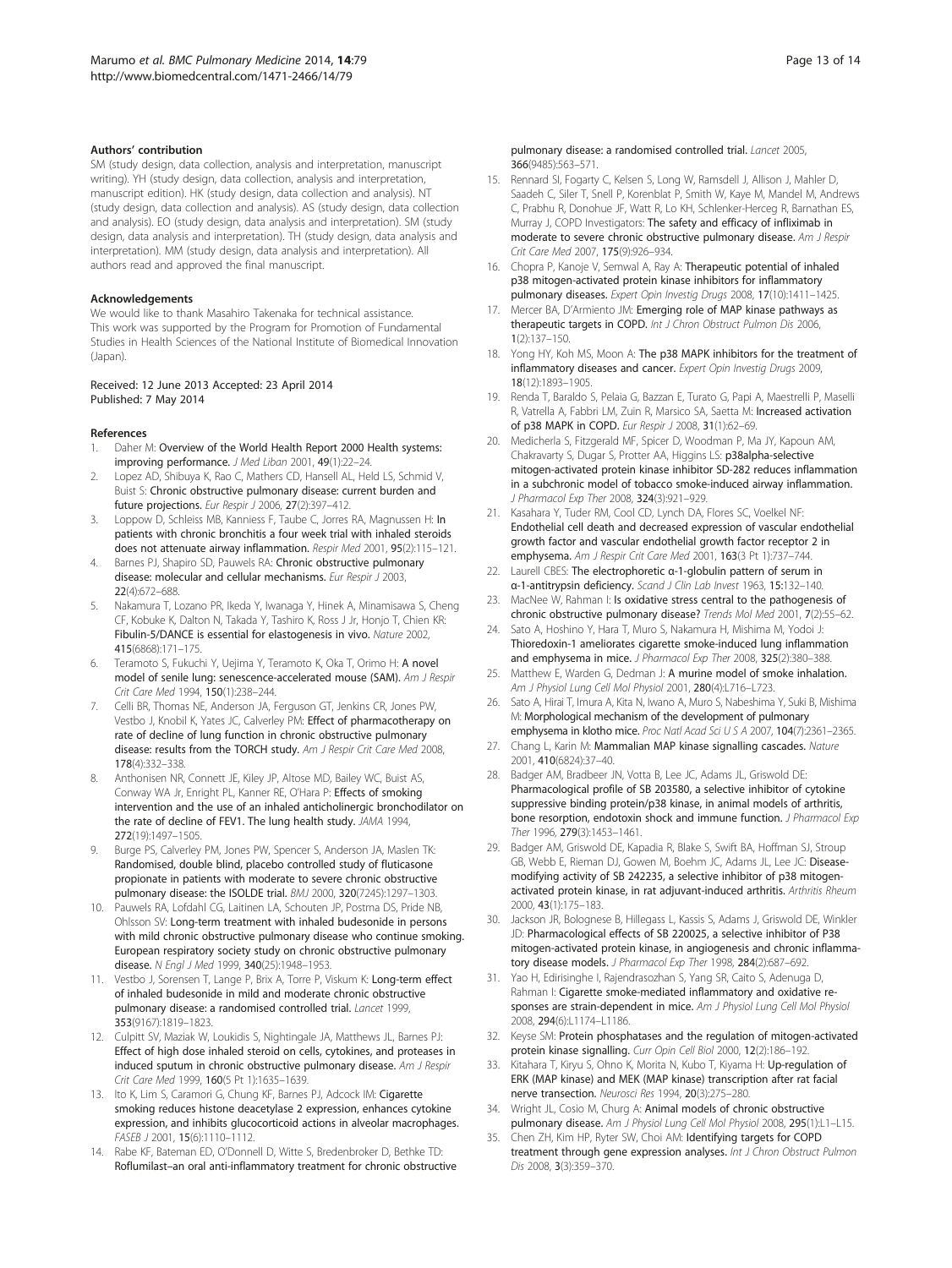### Authors' contribution

SM (study design, data collection, analysis and interpretation, manuscript writing). YH (study design, data collection, analysis and interpretation, manuscript edition). HK (study design, data collection and analysis). NT (study design, data collection and analysis). AS (study design, data collection and analysis). EO (study design, data analysis and interpretation). SM (study design, data analysis and interpretation). TH (study design, data analysis and interpretation). MM (study design, data analysis and interpretation). All authors read and approved the final manuscript.

### Acknowledgements

We would like to thank Masahiro Takenaka for technical assistance. This work was supported by the Program for Promotion of Fundamental Studies in Health Sciences of the National Institute of Biomedical Innovation (Japan).

Received: 12 June 2013 Accepted: 23 April 2014
Published: 7 May 2014

### References

1. Daher M: **Overview of the World Health Report 2000 Health systems: improving performance.** *J Med Liban* 2001, **49**(1):22–24.
2. Lopez AD, Shibuya K, Rao C, Mathers CD, Hansell AL, Held LS, Schmid V, Buist S: **Chronic obstructive pulmonary disease: current burden and future projections.** *Eur Respir J* 2006, **27**(2):397–412.
3. Loppow D, Schleiss MB, Kanniess F, Taube C, Jorres RA, Magnussen H: **In patients with chronic bronchitis a four week trial with inhaled steroids does not attenuate airway inflammation.** *Respir Med* 2001, **95**(2):115–121.
4. Barnes PJ, Shapiro SD, Pauwels RA: **Chronic obstructive pulmonary disease: molecular and cellular mechanisms.** *Eur Respir J* 2003, **22**(4):672–688.
5. Nakamura T, Lozano PR, Ikeda Y, Iwanaga Y, Hinek A, Minamisawa S, Cheng CF, Kobuke K, Dalton N, Takada Y, Tashiro K, Ross J Jr, Honjo T, Chien KR: **Fibulin-5/DANCE is essential for elastogenesis in vivo.** *Nature* 2002, **415**(6868):171–175.
6. Teramoto S, Fukuchi Y, Uejima Y, Teramoto K, Oka T, Orimo H: **A novel model of senile lung: senescence-accelerated mouse (SAM).** *Am J Respir Crit Care Med* 1994, **150**(1):238–244.
7. Celli BR, Thomas NE, Anderson JA, Ferguson GT, Jenkins CR, Jones PW, Vestbo J, Knobil K, Yates JC, Calverley PM: **Effect of pharmacotherapy on rate of decline of lung function in chronic obstructive pulmonary disease: results from the TORCH study.** *Am J Respir Crit Care Med* 2008, **178**(4):332–338.
8. Anthonisen NR, Connett JE, Kiley JP, Altose MD, Bailey WC, Buist AS, Conway WA Jr, Enright PL, Kanner RE, O'Hara P: **Effects of smoking intervention and the use of an inhaled anticholinergic bronchodilator on the rate of decline of FEV1. The lung health study.** *JAMA* 1994, **272**(19):1497–1505.
9. Burge PS, Calverley PM, Jones PW, Spencer S, Anderson JA, Maslen TK: **Randomised, double blind, placebo controlled study of fluticasone propionate in patients with moderate to severe chronic obstructive pulmonary disease: the ISOLDE trial.** *BMJ* 2000, **320**(7245):1297–1303.
10. Pauwels RA, Lofdahl CG, Laitinen LA, Schouten JP, Postma DS, Pride NB, Ohlsson SV: **Long-term treatment with inhaled budesonide in persons with mild chronic obstructive pulmonary disease who continue smoking. European respiratory society study on chronic obstructive pulmonary disease.** *N Engl J Med* 1999, **340**(25):1948–1953.
11. Vestbo J, Sorensen T, Lange P, Brix A, Torre P, Viskum K: **Long-term effect of inhaled budesonide in mild and moderate chronic obstructive pulmonary disease: a randomised controlled trial.** *Lancet* 1999, **353**(9167):1819–1823.
12. Culpitt SV, Maziak W, Loukidis S, Nightingale JA, Matthews JL, Barnes PJ: **Effect of high dose inhaled steroid on cells, cytokines, and proteases in induced sputum in chronic obstructive pulmonary disease.** *Am J Respir Crit Care Med* 1999, **160**(5 Pt 1):1635–1639.
13. Ito K, Lim S, Caramori G, Chung KF, Barnes PJ, Adcock IM: **Cigarette smoking reduces histone deacetylase 2 expression, enhances cytokine expression, and inhibits glucocorticoid actions in alveolar macrophages.** *FASEB J* 2001, **15**(6):1110–1112.
14. Rabe KF, Bateman ED, O'Donnell D, Witte S, Bredenbroker D, Bethke TD: **Roflumilast–an oral anti-inflammatory treatment for chronic obstructive pulmonary disease: a randomised controlled trial.** *Lancet* 2005, **366**(9485):563–571.
15. Rennard SI, Fogarty C, Kelsen S, Long W, Ramsdell J, Allison J, Mahler D, Saadeh C, Siler T, Snell P, Korenblat P, Smith W, Kaye M, Mandel M, Andrews C, Prabhu R, Donohue JF, Watt R, Lo KH, Schlenker-Herceg R, Barnathan ES, Murray J, COPD Investigators: **The safety and efficacy of infliximab in moderate to severe chronic obstructive pulmonary disease.** *Am J Respir Crit Care Med* 2007, **175**(9):926–934.
16. Chopra P, Kanoje V, Semwal A, Ray A: **Therapeutic potential of inhaled p38 mitogen-activated protein kinase inhibitors for inflammatory pulmonary diseases.** *Expert Opin Investig Drugs* 2008, **17**(10):1411–1425.
17. Mercer BA, D'Armiento JM: **Emerging role of MAP kinase pathways as therapeutic targets in COPD.** *Int J Chron Obstruct Pulmon Dis* 2006, **1**(2):137–150.
18. Yong HY, Koh MS, Moon A: **The p38 MAPK inhibitors for the treatment of inflammatory diseases and cancer.** *Expert Opin Investig Drugs* 2009, **18**(12):1893–1905.
19. Renda T, Baraldo S, Pelaia G, Bazzan E, Turato G, Papi A, Maestrelli P, Maselli R, Vatrella A, Fabbri LM, Zuin R, Marsico SA, Saetta M: **Increased activation of p38 MAPK in COPD.** *Eur Respir J* 2008, **31**(1):62–69.
20. Medicherla S, Fitzgerald MF, Spicer D, Woodman P, Ma JY, Kapoun AM, Chakravarty S, Dugar S, Protter AA, Higgins LS: **p38alpha-selective mitogen-activated protein kinase inhibitor SD-282 reduces inflammation in a subchronic model of tobacco smoke-induced airway inflammation.** *J Pharmacol Exp Ther* 2008, **324**(3):921–929.
21. Kasahara Y, Tuder RM, Cool CD, Lynch DA, Flores SC, Voelkel NF: **Endothelial cell death and decreased expression of vascular endothelial growth factor and vascular endothelial growth factor receptor 2 in emphysema.** *Am J Respir Crit Care Med* 2001, **163**(3 Pt 1):737–744.
22. Laurell CBES: **The electrophoretic α-1-globulin pattern of serum in α-1-antitrypsin deficiency.** *Scand J Clin Lab Invest* 1963, **15**:132–140.
23. MacNee W, Rahman I: **Is oxidative stress central to the pathogenesis of chronic obstructive pulmonary disease?** *Trends Mol Med* 2001, **7**(2):55–62.
24. Sato A, Hoshino Y, Hara T, Muro S, Nakamura H, Mishima M, Yodoi J: **Thioredoxin-1 ameliorates cigarette smoke-induced lung inflammation and emphysema in mice.** *J Pharmacol Exp Ther* 2008, **325**(2):380–388.
25. Matthew E, Warden G, Dedman J: **A murine model of smoke inhalation.** *Am J Physiol Lung Cell Mol Physiol* 2001, **280**(4):L716–L723.
26. Sato A, Hirai T, Imura A, Kita N, Iwano A, Muro S, Nabeshima Y, Suki B, Mishima M: **Morphological mechanism of the development of pulmonary emphysema in klotho mice.** *Proc Natl Acad Sci U S A* 2007, **104**(7):2361–2365.
27. Chang L, Karin M: **Mammalian MAP kinase signalling cascades.** *Nature* 2001, **410**(6824):37–40.
28. Badger AM, Bradbeer JN, Votta B, Lee JC, Adams JL, Griswold DE: **Pharmacological profile of SB 203580, a selective inhibitor of cytokine suppressive binding protein/p38 kinase, in animal models of arthritis, bone resorption, endotoxin shock and immune function.** *J Pharmacol Exp Ther* 1996, **279**(3):1453–1461.
29. Badger AM, Griswold DE, Kapadia R, Blake S, Swift BA, Hoffman SJ, Stroup GB, Webb E, Rieman DJ, Gowen M, Boehm JC, Adams JL, Lee JC: **Disease-modifying activity of SB 242235, a selective inhibitor of p38 mitogen-activated protein kinase, in rat adjuvant-induced arthritis.** *Arthritis Rheum* 2000, **43**(1):175–183.
30. Jackson JR, Bolognese B, Hillegass L, Kassis S, Adams J, Griswold DE, Winkler JD: **Pharmacological effects of SB 220025, a selective inhibitor of P38 mitogen-activated protein kinase, in angiogenesis and chronic inflammatory disease models.** *J Pharmacol Exp Ther* 1998, **284**(2):687–692.
31. Yao H, Edirisinghe I, Rajendrasozhan S, Yang SR, Caito S, Adenuga D, Rahman I: **Cigarette smoke-mediated inflammatory and oxidative responses are strain-dependent in mice.** *Am J Physiol Lung Cell Mol Physiol* 2008, **294**(6):L1174–L1186.
32. Keyse SM: **Protein phosphatases and the regulation of mitogen-activated protein kinase signalling.** *Curr Opin Cell Biol* 2000, **12**(2):186–192.
33. Kitahara T, Kiryu S, Ohno K, Morita N, Kubo T, Kiyama H: **Up-regulation of ERK (MAP kinase) and MEK (MAP kinase) transcription after rat facial nerve transection.** *Neurosci Res* 1994, **20**(3):275–280.
34. Wright JL, Cosio M, Churg A: **Animal models of chronic obstructive pulmonary disease.** *Am J Physiol Lung Cell Mol Physiol* 2008, **295**(1):L1–L15.
35. Chen ZH, Kim HP, Ryter SW, Choi AM: **Identifying targets for COPD treatment through gene expression analyses.** *Int J Chron Obstruct Pulmon Dis* 2008, **3**(3):359–370.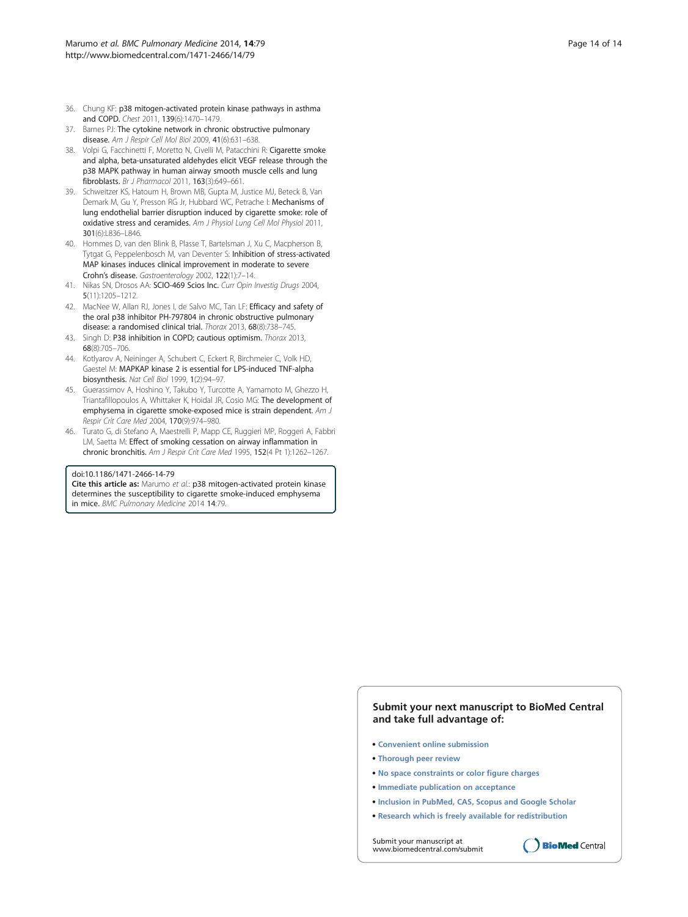36. Chung KF: **p38 mitogen-activated protein kinase pathways in asthma and COPD.** *Chest* 2011, **139**(6):1470–1479.
37. Barnes PJ: **The cytokine network in chronic obstructive pulmonary disease.** *Am J Respir Cell Mol Biol* 2009, **41**(6):631–638.
38. Volpi G, Facchinetti F, Moretto N, Civelli M, Patacchini R: **Cigarette smoke and alpha, beta-unsaturated aldehydes elicit VEGF release through the p38 MAPK pathway in human airway smooth muscle cells and lung fibroblasts.** *Br J Pharmacol* 2011, **163**(3):649–661.
39. Schweitzer KS, Hatoum H, Brown MB, Gupta M, Justice MJ, Beteck B, Van Demark M, Gu Y, Presson RG Jr, Hubbard WC, Petrache I: **Mechanisms of lung endothelial barrier disruption induced by cigarette smoke: role of oxidative stress and ceramides.** *Am J Physiol Lung Cell Mol Physiol* 2011, **301**(6):L836–L846.
40. Hommes D, van den Blink B, Plasse T, Bartelsman J, Xu C, Macpherson B, Tytgat G, Peppelenbosch M, van Deventer S: **Inhibition of stress-activated MAP kinases induces clinical improvement in moderate to severe Crohn's disease.** *Gastroenterology* 2002, **122**(1):7–14.
41. Nikas SN, Drosos AA: **SCIO-469 Scios Inc.** *Curr Opin Investig Drugs* 2004, **5**(11):1205–1212.
42. MacNee W, Allan RJ, Jones I, de Salvo MC, Tan LF: **Efficacy and safety of the oral p38 inhibitor PH-797804 in chronic obstructive pulmonary disease: a randomised clinical trial.** *Thorax* 2013, **68**(8):738–745.
43. Singh D: **P38 inhibition in COPD; cautious optimism.** *Thorax* 2013, **68**(8):705–706.
44. Kotlyarov A, Neininger A, Schubert C, Eckert R, Birchmeier C, Volk HD, Gaestel M: **MAPKAP kinase 2 is essential for LPS-induced TNF-alpha biosynthesis.** *Nat Cell Biol* 1999, **1**(2):94–97.
45. Guerassimov A, Hoshino Y, Takubo Y, Turcotte A, Yamamoto M, Ghezzo H, Triantafillopoulos A, Whittaker K, Hoidal JR, Cosio MG: **The development of emphysema in cigarette smoke-exposed mice is strain dependent.** *Am J Respir Crit Care Med* 2004, **170**(9):974–980.
46. Turato G, di Stefano A, Maestrelli P, Mapp CE, Ruggieri MP, Roggeri A, Fabbri LM, Saetta M: **Effect of smoking cessation on airway inflammation in chronic bronchitis.** *Am J Respir Crit Care Med* 1995, **152**(4 Pt 1):1262–1267.

doi:10.1186/1471-2466-14-79

**Cite this article as:** Marumo *et al.*: p38 mitogen-activated protein kinase determines the susceptibility to cigarette smoke-induced emphysema in mice. *BMC Pulmonary Medicine* 2014 **14**:79.

**Submit your next manuscript to BioMed Central and take full advantage of:**

- **Convenient online submission**
- **Thorough peer review**
- **No space constraints or color figure charges**
- **Immediate publication on acceptance**
- **Inclusion in PubMed, CAS, Scopus and Google Scholar**
- **Research which is freely available for redistribution**

Submit your manuscript at
www.biomedcentral.com/submit

BioMed Central